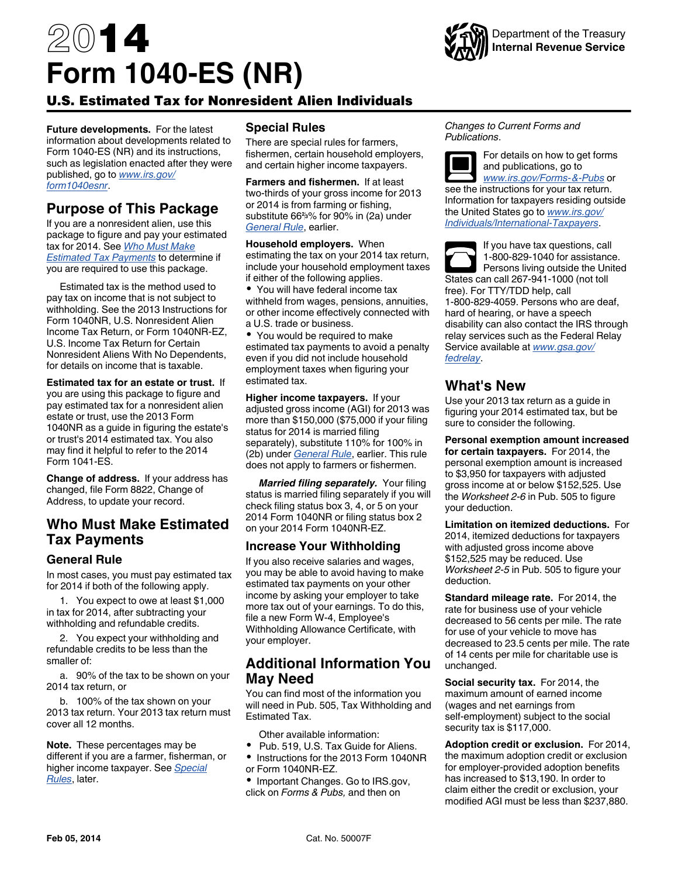# 2014 Form 1040-ES (NR)

Department of the Treasury
Internal Revenue Service

## U.S. Estimated Tax for Nonresident Alien Individuals

**Future developments.** For the latest information about developments related to Form 1040-ES (NR) and its instructions, such as legislation enacted after they were published, go to *www.irs.gov/form1040esnr*.

## Purpose of This Package

If you are a nonresident alien, use this package to figure and pay your estimated tax for 2014. See *Who Must Make Estimated Tax Payments* to determine if you are required to use this package.

Estimated tax is the method used to pay tax on income that is not subject to withholding. See the 2013 Instructions for Form 1040NR, U.S. Nonresident Alien Income Tax Return, or Form 1040NR-EZ, U.S. Income Tax Return for Certain Nonresident Aliens With No Dependents, for details on income that is taxable.

**Estimated tax for an estate or trust.** If you are using this package to figure and pay estimated tax for a nonresident alien estate or trust, use the 2013 Form 1040NR as a guide in figuring the estate's or trust's 2014 estimated tax. You also may find it helpful to refer to the 2014 Form 1041-ES.

**Change of address.** If your address has changed, file Form 8822, Change of Address, to update your record.

## Who Must Make Estimated Tax Payments

### General Rule

In most cases, you must pay estimated tax for 2014 if both of the following apply.

1. You expect to owe at least $1,000 in tax for 2014, after subtracting your withholding and refundable credits.

2. You expect your withholding and refundable credits to be less than the smaller of:

   a. 90% of the tax to be shown on your 2014 tax return, or

   b. 100% of the tax shown on your 2013 tax return. Your 2013 tax return must cover all 12 months.

**Note.** These percentages may be different if you are a farmer, fisherman, or higher income taxpayer. See *Special Rules*, later.

## Special Rules

There are special rules for farmers, fishermen, certain household employers, and certain higher income taxpayers.

**Farmers and fishermen.** If at least two-thirds of your gross income for 2013 or 2014 is from farming or fishing, substitute $66\frac{2}{3}$% for 90% in (2a) under *General Rule*, earlier.

**Household employers.** When estimating the tax on your 2014 tax return, include your household employment taxes if either of the following applies.

- You will have federal income tax withheld from wages, pensions, annuities, or other income effectively connected with a U.S. trade or business.
- You would be required to make estimated tax payments to avoid a penalty even if you did not include household employment taxes when figuring your estimated tax.

**Higher income taxpayers.** If your adjusted gross income (AGI) for 2013 was more than $150,000 ($75,000 if your filing status for 2014 is married filing separately), substitute 110% for 100% in (2b) under *General Rule*, earlier. This rule does not apply to farmers or fishermen.

***Married filing separately.*** Your filing status is married filing separately if you will check filing status box 3, 4, or 5 on your 2014 Form 1040NR or filing status box 2 on your 2014 Form 1040NR-EZ.

## Increase Your Withholding

If you also receive salaries and wages, you may be able to avoid having to make estimated tax payments on your other income by asking your employer to take more tax out of your earnings. To do this, file a new Form W-4, Employee's Withholding Allowance Certificate, with your employer.

## Additional Information You May Need

You can find most of the information you will need in Pub. 505, Tax Withholding and Estimated Tax.

Other available information:

- Pub. 519, U.S. Tax Guide for Aliens.
- Instructions for the 2013 Form 1040NR or Form 1040NR-EZ.
- Important Changes. Go to IRS.gov, click on *Forms & Pubs,* and then on *Changes to Current Forms and Publications*.

For details on how to get forms and publications, go to *www.irs.gov/Forms-&-Pubs* or see the instructions for your tax return. Information for taxpayers residing outside the United States go to *www.irs.gov/Individuals/International-Taxpayers*.

If you have tax questions, call 1-800-829-1040 for assistance. Persons living outside the United States can call 267-941-1000 (not toll free). For TTY/TDD help, call 1-800-829-4059. Persons who are deaf, hard of hearing, or have a speech disability can also contact the IRS through relay services such as the Federal Relay Service available at *www.gsa.gov/fedrelay*.

## What's New

Use your 2013 tax return as a guide in figuring your 2014 estimated tax, but be sure to consider the following.

**Personal exemption amount increased for certain taxpayers.** For 2014, the personal exemption amount is increased to $3,950 for taxpayers with adjusted gross income at or below $152,525. Use the *Worksheet 2-6* in Pub. 505 to figure your deduction.

**Limitation on itemized deductions.** For 2014, itemized deductions for taxpayers with adjusted gross income above $152,525 may be reduced. Use *Worksheet 2-5* in Pub. 505 to figure your deduction.

**Standard mileage rate.** For 2014, the rate for business use of your vehicle decreased to 56 cents per mile. The rate for use of your vehicle to move has decreased to 23.5 cents per mile. The rate of 14 cents per mile for charitable use is unchanged.

**Social security tax.** For 2014, the maximum amount of earned income (wages and net earnings from self-employment) subject to the social security tax is $117,000.

**Adoption credit or exclusion.** For 2014, the maximum adoption credit or exclusion for employer-provided adoption benefits has increased to $13,190. In order to claim either the credit or exclusion, your modified AGI must be less than $237,880.

Feb 05, 2014

Cat. No. 50007F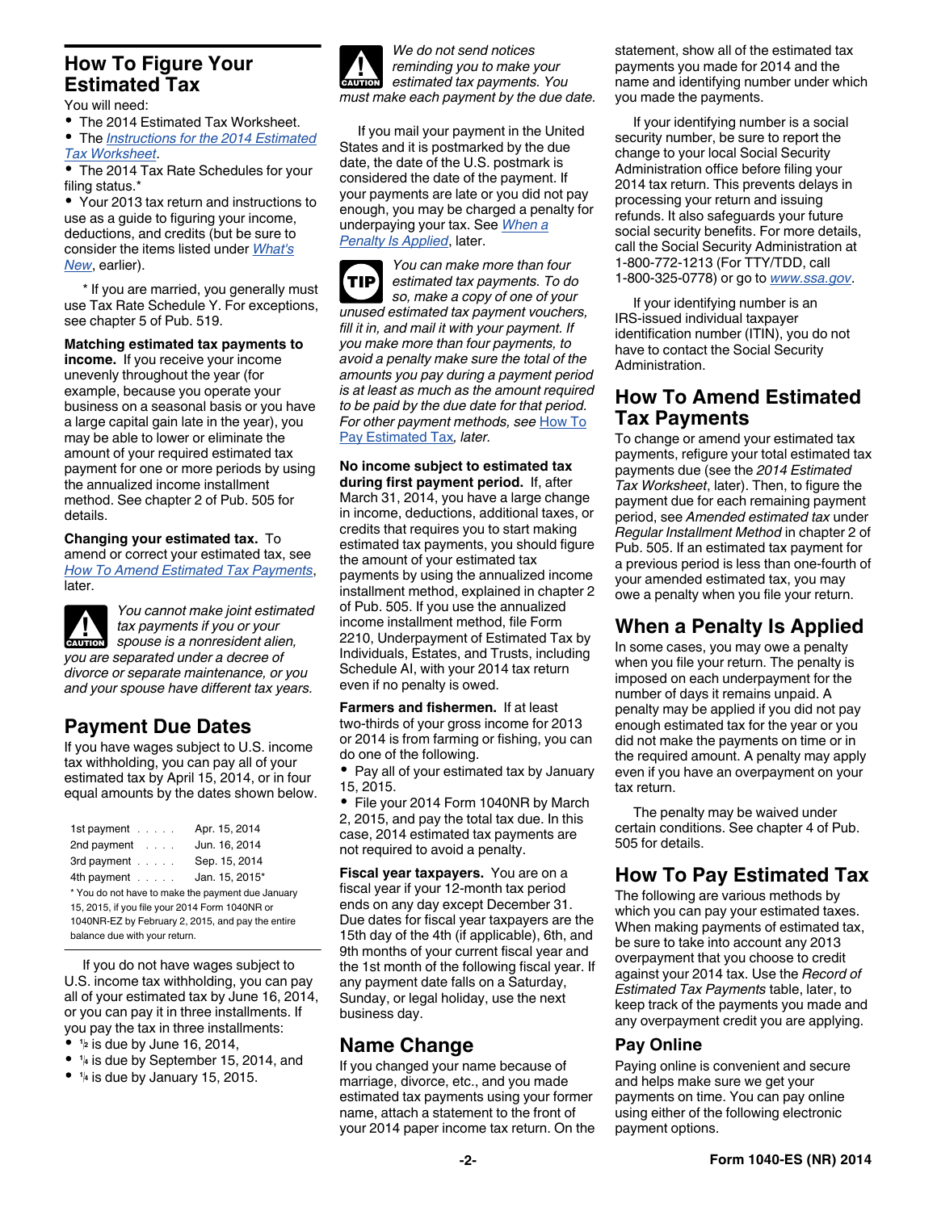## How To Figure Your Estimated Tax

You will need:

- The 2014 Estimated Tax Worksheet.
- The *Instructions for the 2014 Estimated Tax Worksheet*.
- The 2014 Tax Rate Schedules for your filing status.*
- Your 2013 tax return and instructions to use as a guide to figuring your income, deductions, and credits (but be sure to consider the items listed under *What's New*, earlier).

\* If you are married, you generally must use Tax Rate Schedule Y. For exceptions, see chapter 5 of Pub. 519.

**Matching estimated tax payments to income.** If you receive your income unevenly throughout the year (for example, because you operate your business on a seasonal basis or you have a large capital gain late in the year), you may be able to lower or eliminate the amount of your required estimated tax payment for one or more periods by using the annualized income installment method. See chapter 2 of Pub. 505 for details.

**Changing your estimated tax.** To amend or correct your estimated tax, see *How To Amend Estimated Tax Payments*, later.

**CAUTION** *You cannot make joint estimated tax payments if you or your spouse is a nonresident alien, you are separated under a decree of divorce or separate maintenance, or you and your spouse have different tax years.*

## Payment Due Dates

If you have wages subject to U.S. income tax withholding, you can pay all of your estimated tax by April 15, 2014, or in four equal amounts by the dates shown below.

| | |
|---|---|
| 1st payment . . . . . | Apr. 15, 2014 |
| 2nd payment . . . . | Jun. 16, 2014 |
| 3rd payment . . . . . | Sep. 15, 2014 |
| 4th payment . . . . . | Jan. 15, 2015* |

\* You do not have to make the payment due January 15, 2015, if you file your 2014 Form 1040NR or 1040NR-EZ by February 2, 2015, and pay the entire balance due with your return.

If you do not have wages subject to U.S. income tax withholding, you can pay all of your estimated tax by June 16, 2014, or you can pay it in three installments. If you pay the tax in three installments:

- $^1/_2$ is due by June 16, 2014,
- $^1/_4$ is due by September 15, 2014, and
- $^1/_4$ is due by January 15, 2015.

**CAUTION** *We do not send notices reminding you to make your estimated tax payments. You must make each payment by the due date.*

If you mail your payment in the United States and it is postmarked by the due date, the date of the U.S. postmark is considered the date of the payment. If your payments are late or you did not pay enough, you may be charged a penalty for underpaying your tax. See *When a Penalty Is Applied*, later.

**TIP** *You can make more than four estimated tax payments. To do so, make a copy of one of your unused estimated tax payment vouchers, fill it in, and mail it with your payment. If you make more than four payments, to avoid a penalty make sure the total of the amounts you pay during a payment period is at least as much as the amount required to be paid by the due date for that period. For other payment methods, see* How To Pay Estimated Tax*, later.*

**No income subject to estimated tax during first payment period.** If, after March 31, 2014, you have a large change in income, deductions, additional taxes, or credits that requires you to start making estimated tax payments, you should figure the amount of your estimated tax payments by using the annualized income installment method, explained in chapter 2 of Pub. 505. If you use the annualized income installment method, file Form 2210, Underpayment of Estimated Tax by Individuals, Estates, and Trusts, including Schedule AI, with your 2014 tax return even if no penalty is owed.

**Farmers and fishermen.** If at least two-thirds of your gross income for 2013 or 2014 is from farming or fishing, you can do one of the following.

- Pay all of your estimated tax by January 15, 2015.
- File your 2014 Form 1040NR by March 2, 2015, and pay the total tax due. In this case, 2014 estimated tax payments are not required to avoid a penalty.

**Fiscal year taxpayers.** You are on a fiscal year if your 12-month tax period ends on any day except December 31. Due dates for fiscal year taxpayers are the 15th day of the 4th (if applicable), 6th, and 9th months of your current fiscal year and the 1st month of the following fiscal year. If any payment date falls on a Saturday, Sunday, or legal holiday, use the next business day.

## Name Change

If you changed your name because of marriage, divorce, etc., and you made estimated tax payments using your former name, attach a statement to the front of your 2014 paper income tax return. On the statement, show all of the estimated tax payments you made for 2014 and the name and identifying number under which you made the payments.

If your identifying number is a social security number, be sure to report the change to your local Social Security Administration office before filing your 2014 tax return. This prevents delays in processing your return and issuing refunds. It also safeguards your future social security benefits. For more details, call the Social Security Administration at 1-800-772-1213 (For TTY/TDD, call 1-800-325-0778) or go to *www.ssa.gov*.

If your identifying number is an IRS-issued individual taxpayer identification number (ITIN), you do not have to contact the Social Security Administration.

## How To Amend Estimated Tax Payments

To change or amend your estimated tax payments, refigure your total estimated tax payments due (see the *2014 Estimated Tax Worksheet*, later). Then, to figure the payment due for each remaining payment period, see *Amended estimated tax* under *Regular Installment Method* in chapter 2 of Pub. 505. If an estimated tax payment for a previous period is less than one-fourth of your amended estimated tax, you may owe a penalty when you file your return.

## When a Penalty Is Applied

In some cases, you may owe a penalty when you file your return. The penalty is imposed on each underpayment for the number of days it remains unpaid. A penalty may be applied if you did not pay enough estimated tax for the year or you did not make the payments on time or in the required amount. A penalty may apply even if you have an overpayment on your tax return.

The penalty may be waived under certain conditions. See chapter 4 of Pub. 505 for details.

## How To Pay Estimated Tax

The following are various methods by which you can pay your estimated taxes. When making payments of estimated tax, be sure to take into account any 2013 overpayment that you choose to credit against your 2014 tax. Use the *Record of Estimated Tax Payments* table, later, to keep track of the payments you made and any overpayment credit you are applying.

### Pay Online

Paying online is convenient and secure and helps make sure we get your payments on time. You can pay online using either of the following electronic payment options.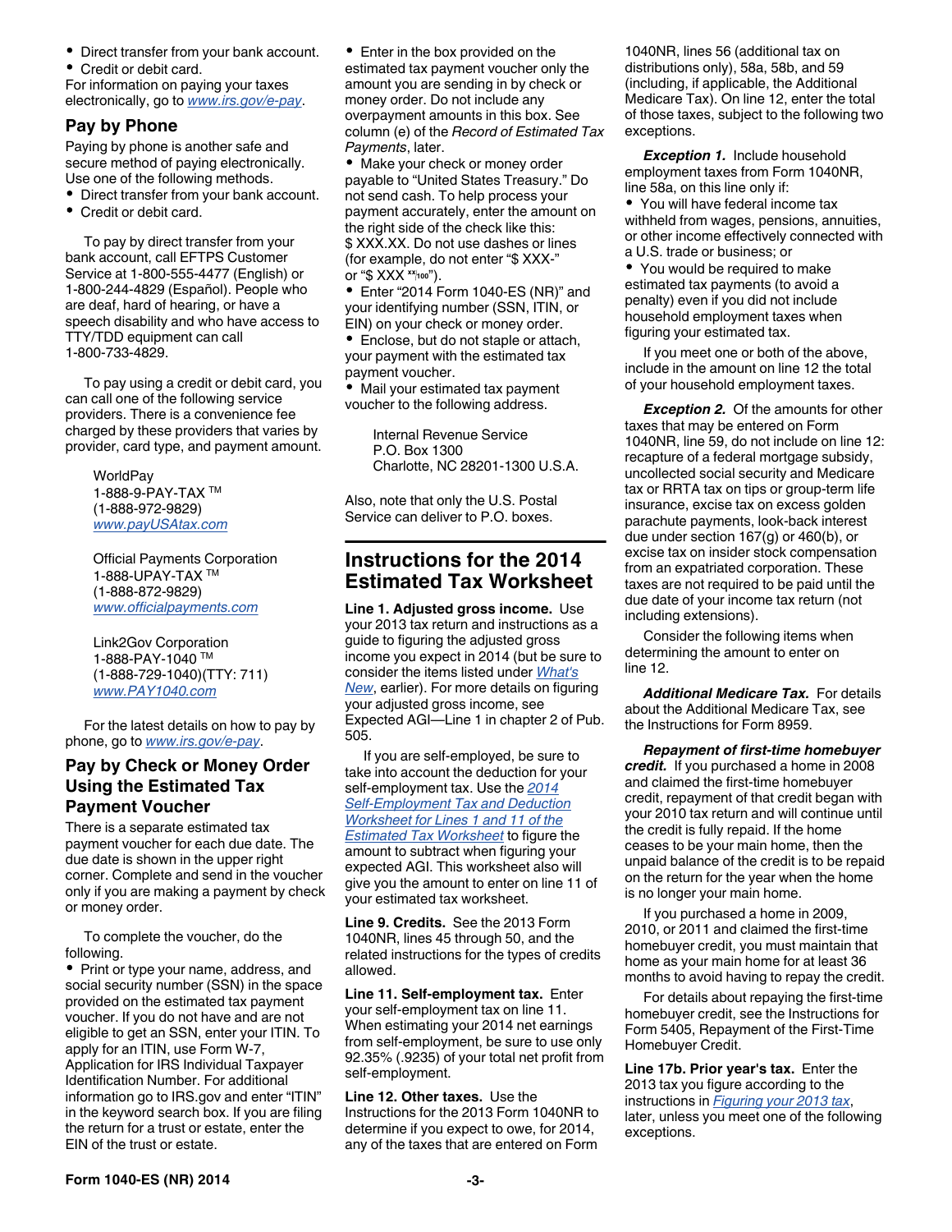- Direct transfer from your bank account.
- Credit or debit card.

For information on paying your taxes electronically, go to www.irs.gov/e-pay.

## Pay by Phone

Paying by phone is another safe and secure method of paying electronically. Use one of the following methods.

- Direct transfer from your bank account.
- Credit or debit card.

To pay by direct transfer from your bank account, call EFTPS Customer Service at 1-800-555-4477 (English) or 1-800-244-4829 (Español). People who are deaf, hard of hearing, or have a speech disability and who have access to TTY/TDD equipment can call 1-800-733-4829.

To pay using a credit or debit card, you can call one of the following service providers. There is a convenience fee charged by these providers that varies by provider, card type, and payment amount.

WorldPay
1-888-9-PAY-TAX ™
(1-888-972-9829)
www.payUSAtax.com

Official Payments Corporation
1-888-UPAY-TAX ™
(1-888-872-9829)
www.officialpayments.com

Link2Gov Corporation
1-888-PAY-1040 ™
(1-888-729-1040)(TTY: 711)
www.PAY1040.com

For the latest details on how to pay by phone, go to www.irs.gov/e-pay.

## Pay by Check or Money Order Using the Estimated Tax Payment Voucher

There is a separate estimated tax payment voucher for each due date. The due date is shown in the upper right corner. Complete and send in the voucher only if you are making a payment by check or money order.

To complete the voucher, do the following.

- Print or type your name, address, and social security number (SSN) in the space provided on the estimated tax payment voucher. If you do not have and are not eligible to get an SSN, enter your ITIN. To apply for an ITIN, use Form W-7, Application for IRS Individual Taxpayer Identification Number. For additional information go to IRS.gov and enter "ITIN" in the keyword search box. If you are filing the return for a trust or estate, enter the EIN of the trust or estate.
- Enter in the box provided on the estimated tax payment voucher only the amount you are sending in by check or money order. Do not include any overpayment amounts in this box. See column (e) of the *Record of Estimated Tax Payments*, later.
- Make your check or money order payable to "United States Treasury." Do not send cash. To help process your payment accurately, enter the amount on the right side of the check like this: $ XXX.XX. Do not use dashes or lines (for example, do not enter "$ XXX-" or "$ XXX xx/100").
- Enter "2014 Form 1040-ES (NR)" and your identifying number (SSN, ITIN, or EIN) on your check or money order.
- Enclose, but do not staple or attach, your payment with the estimated tax payment voucher.
- Mail your estimated tax payment voucher to the following address.

Internal Revenue Service
P.O. Box 1300
Charlotte, NC 28201-1300 U.S.A.

Also, note that only the U.S. Postal Service can deliver to P.O. boxes.

## Instructions for the 2014 Estimated Tax Worksheet

**Line 1. Adjusted gross income.** Use your 2013 tax return and instructions as a guide to figuring the adjusted gross income you expect in 2014 (but be sure to consider the items listed under What's New, earlier). For more details on figuring your adjusted gross income, see Expected AGI—Line 1 in chapter 2 of Pub. 505.

If you are self-employed, be sure to take into account the deduction for your self-employment tax. Use the 2014 Self-Employment Tax and Deduction Worksheet for Lines 1 and 11 of the Estimated Tax Worksheet to figure the amount to subtract when figuring your expected AGI. This worksheet also will give you the amount to enter on line 11 of your estimated tax worksheet.

**Line 9. Credits.** See the 2013 Form 1040NR, lines 45 through 50, and the related instructions for the types of credits allowed.

**Line 11. Self-employment tax.** Enter your self-employment tax on line 11. When estimating your 2014 net earnings from self-employment, be sure to use only 92.35% (.9235) of your total net profit from self-employment.

**Line 12. Other taxes.** Use the Instructions for the 2013 Form 1040NR to determine if you expect to owe, for 2014, any of the taxes that are entered on Form 1040NR, lines 56 (additional tax on distributions only), 58a, 58b, and 59 (including, if applicable, the Additional Medicare Tax). On line 12, enter the total of those taxes, subject to the following two exceptions.

***Exception 1.*** Include household employment taxes from Form 1040NR, line 58a, on this line only if:

- You will have federal income tax withheld from wages, pensions, annuities, or other income effectively connected with a U.S. trade or business; or
- You would be required to make estimated tax payments (to avoid a penalty) even if you did not include household employment taxes when figuring your estimated tax.

If you meet one or both of the above, include in the amount on line 12 the total of your household employment taxes.

***Exception 2.*** Of the amounts for other taxes that may be entered on Form 1040NR, line 59, do not include on line 12: recapture of a federal mortgage subsidy, uncollected social security and Medicare tax or RRTA tax on tips or group-term life insurance, excise tax on excess golden parachute payments, look-back interest due under section 167(g) or 460(b), or excise tax on insider stock compensation from an expatriated corporation. These taxes are not required to be paid until the due date of your income tax return (not including extensions).

Consider the following items when determining the amount to enter on line 12.

***Additional Medicare Tax.*** For details about the Additional Medicare Tax, see the Instructions for Form 8959.

***Repayment of first-time homebuyer credit.*** If you purchased a home in 2008 and claimed the first-time homebuyer credit, repayment of that credit began with your 2010 tax return and will continue until the credit is fully repaid. If the home ceases to be your main home, then the unpaid balance of the credit is to be repaid on the return for the year when the home is no longer your main home.

If you purchased a home in 2009, 2010, or 2011 and claimed the first-time homebuyer credit, you must maintain that home as your main home for at least 36 months to avoid having to repay the credit.

For details about repaying the first-time homebuyer credit, see the Instructions for Form 5405, Repayment of the First-Time Homebuyer Credit.

**Line 17b. Prior year's tax.** Enter the 2013 tax you figure according to the instructions in Figuring your 2013 tax, later, unless you meet one of the following exceptions.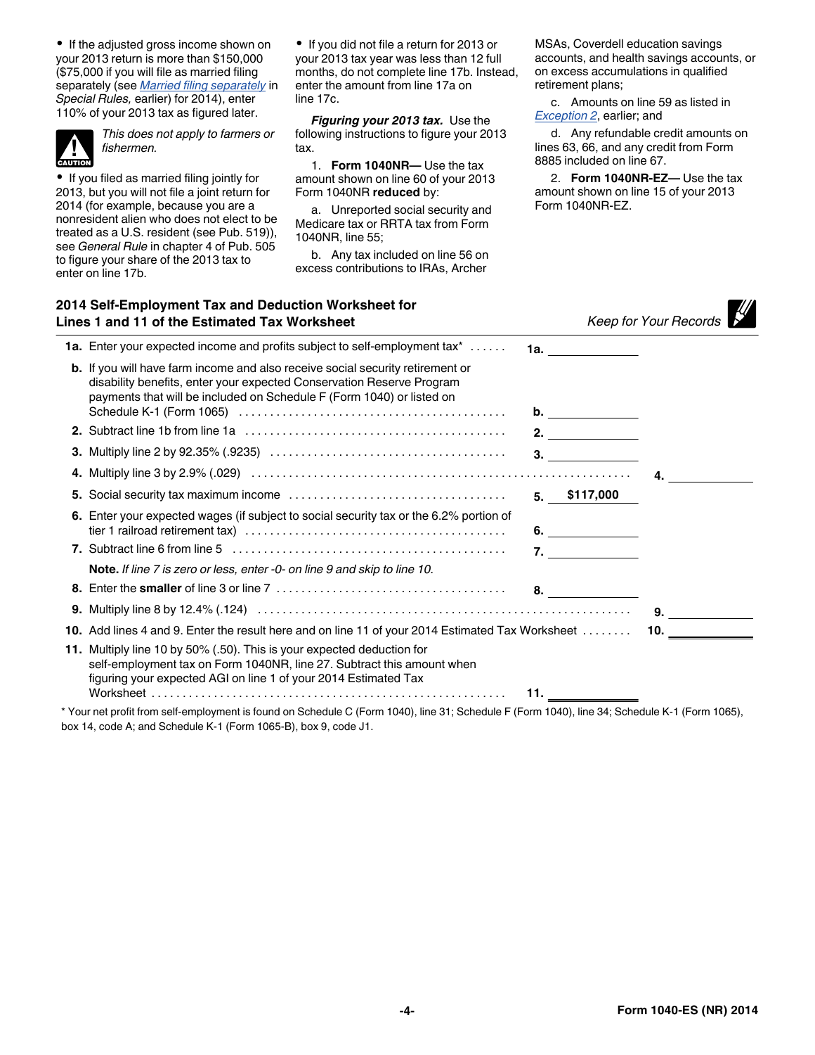- If the adjusted gross income shown on your 2013 return is more than $150,000 ($75,000 if you will file as married filing separately (see *Married filing separately* in *Special Rules,* earlier) for 2014), enter 110% of your 2013 tax as figured later.

> **CAUTION:** *This does not apply to farmers or fishermen.*

- If you filed as married filing jointly for 2013, but you will not file a joint return for 2014 (for example, because you are a nonresident alien who does not elect to be treated as a U.S. resident (see Pub. 519)), see *General Rule* in chapter 4 of Pub. 505 to figure your share of the 2013 tax to enter on line 17b.

- If you did not file a return for 2013 or your 2013 tax year was less than 12 full months, do not complete line 17b. Instead, enter the amount from line 17a on line 17c.

***Figuring your 2013 tax.*** Use the following instructions to figure your 2013 tax.

1. **Form 1040NR—** Use the tax amount shown on line 60 of your 2013 Form 1040NR **reduced** by:

   a. Unreported social security and Medicare tax or RRTA tax from Form 1040NR, line 55;

   b. Any tax included on line 56 on excess contributions to IRAs, Archer MSAs, Coverdell education savings accounts, and health savings accounts, or on excess accumulations in qualified retirement plans;

   c. Amounts on line 59 as listed in *Exception 2*, earlier; and

   d. Any refundable credit amounts on lines 63, 66, and any credit from Form 8885 included on line 67.

2. **Form 1040NR-EZ—** Use the tax amount shown on line 15 of your 2013 Form 1040NR-EZ.

## 2014 Self-Employment Tax and Deduction Worksheet for Lines 1 and 11 of the Estimated Tax Worksheet

*Keep for Your Records*

| Line | Description | | |
|---|---|---|---|
| **1a.** | Enter your expected income and profits subject to self-employment tax* | 1a. | |
| **b.** | If you will have farm income and also receive social security retirement or disability benefits, enter your expected Conservation Reserve Program payments that will be included on Schedule F (Form 1040) or listed on Schedule K-1 (Form 1065) | b. | |
| **2.** | Subtract line 1b from line 1a | 2. | |
| **3.** | Multiply line 2 by 92.35% (.9235) | 3. | |
| **4.** | Multiply line 3 by 2.9% (.029) | | 4. |
| **5.** | Social security tax maximum income | 5. $117,000 | |
| **6.** | Enter your expected wages (if subject to social security tax or the 6.2% portion of tier 1 railroad retirement tax) | 6. | |
| **7.** | Subtract line 6 from line 5 | 7. | |
| | **Note.** *If line 7 is zero or less, enter -0- on line 9 and skip to line 10.* | | |
| **8.** | Enter the **smaller** of line 3 or line 7 | 8. | |
| **9.** | Multiply line 8 by 12.4% (.124) | | 9. |
| **10.** | Add lines 4 and 9. Enter the result here and on line 11 of your 2014 Estimated Tax Worksheet | | 10. |
| **11.** | Multiply line 10 by 50% (.50). This is your expected deduction for self-employment tax on Form 1040NR, line 27. Subtract this amount when figuring your expected AGI on line 1 of your 2014 Estimated Tax Worksheet | 11. | |

* Your net profit from self-employment is found on Schedule C (Form 1040), line 31; Schedule F (Form 1040), line 34; Schedule K-1 (Form 1065), box 14, code A; and Schedule K-1 (Form 1065-B), box 9, code J1.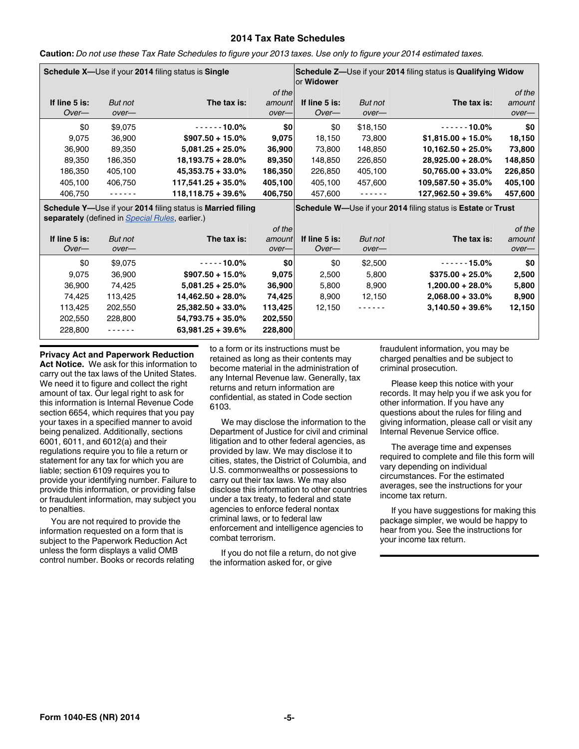# 2014 Tax Rate Schedules

**Caution:** *Do not use these Tax Rate Schedules to figure your 2013 taxes. Use only to figure your 2014 estimated taxes.*

**Schedule X—**Use if your **2014** filing status is **Single**

| If line 5 is: Over— | But not over— | The tax is: | of the amount over— |
|---|---|---|---|
| $0 | $9,075 | ------10.0% | $0 |
| 9,075 | 36,900 | $907.50 + 15.0% | 9,075 |
| 36,900 | 89,350 | 5,081.25 + 25.0% | 36,900 |
| 89,350 | 186,350 | 18,193.75 + 28.0% | 89,350 |
| 186,350 | 405,100 | 45,353.75 + 33.0% | 186,350 |
| 405,100 | 406,750 | 117,541.25 + 35.0% | 405,100 |
| 406,750 | ------ | 118,118.75 + 39.6% | 406,750 |

**Schedule Z—**Use if your **2014** filing status is **Qualifying Widow** or **Widower**

| If line 5 is: Over— | But not over— | The tax is: | of the amount over— |
|---|---|---|---|
| $0 | $18,150 | ------10.0% | $0 |
| 18,150 | 73,800 | $1,815.00 + 15.0% | 18,150 |
| 73,800 | 148,850 | 10,162.50 + 25.0% | 73,800 |
| 148,850 | 226,850 | 28,925.00 + 28.0% | 148,850 |
| 226,850 | 405,100 | 50,765.00 + 33.0% | 226,850 |
| 405,100 | 457,600 | 109,587.50 + 35.0% | 405,100 |
| 457,600 | ------ | 127,962.50 + 39.6% | 457,600 |

**Schedule Y—**Use if your **2014** filing status is **Married filing separately** (defined in *Special Rules*, earlier.)

| If line 5 is: Over— | But not over— | The tax is: | of the amount over— |
|---|---|---|---|
| $0 | $9,075 | -----10.0% | $0 |
| 9,075 | 36,900 | $907.50 + 15.0% | 9,075 |
| 36,900 | 74,425 | 5,081.25 + 25.0% | 36,900 |
| 74,425 | 113,425 | 14,462.50 + 28.0% | 74,425 |
| 113,425 | 202,550 | 25,382.50 + 33.0% | 113,425 |
| 202,550 | 228,800 | 54,793.75 + 35.0% | 202,550 |
| 228,800 | ------ | 63,981.25 + 39.6% | 228,800 |

**Schedule W—**Use if your **2014** filing status is **Estate** or **Trust**

| If line 5 is: Over— | But not over— | The tax is: | of the amount over— |
|---|---|---|---|
| $0 | $2,500 | ------15.0% | $0 |
| 2,500 | 5,800 | $375.00 + 25.0% | 2,500 |
| 5,800 | 8,900 | 1,200.00 + 28.0% | 5,800 |
| 8,900 | 12,150 | 2,068.00 + 33.0% | 8,900 |
| 12,150 | ------ | 3,140.50 + 39.6% | 12,150 |

**Privacy Act and Paperwork Reduction Act Notice.** We ask for this information to carry out the tax laws of the United States. We need it to figure and collect the right amount of tax. Our legal right to ask for this information is Internal Revenue Code section 6654, which requires that you pay your taxes in a specified manner to avoid being penalized. Additionally, sections 6001, 6011, and 6012(a) and their regulations require you to file a return or statement for any tax for which you are liable; section 6109 requires you to provide your identifying number. Failure to provide this information, or providing false or fraudulent information, may subject you to penalties.

You are not required to provide the information requested on a form that is subject to the Paperwork Reduction Act unless the form displays a valid OMB control number. Books or records relating to a form or its instructions must be retained as long as their contents may become material in the administration of any Internal Revenue law. Generally, tax returns and return information are confidential, as stated in Code section 6103.

We may disclose the information to the Department of Justice for civil and criminal litigation and to other federal agencies, as provided by law. We may disclose it to cities, states, the District of Columbia, and U.S. commonwealths or possessions to carry out their tax laws. We may also disclose this information to other countries under a tax treaty, to federal and state agencies to enforce federal nontax criminal laws, or to federal law enforcement and intelligence agencies to combat terrorism.

If you do not file a return, do not give the information asked for, or give fraudulent information, you may be charged penalties and be subject to criminal prosecution.

Please keep this notice with your records. It may help you if we ask you for other information. If you have any questions about the rules for filing and giving information, please call or visit any Internal Revenue Service office.

The average time and expenses required to complete and file this form will vary depending on individual circumstances. For the estimated averages, see the instructions for your income tax return.

If you have suggestions for making this package simpler, we would be happy to hear from you. See the instructions for your income tax return.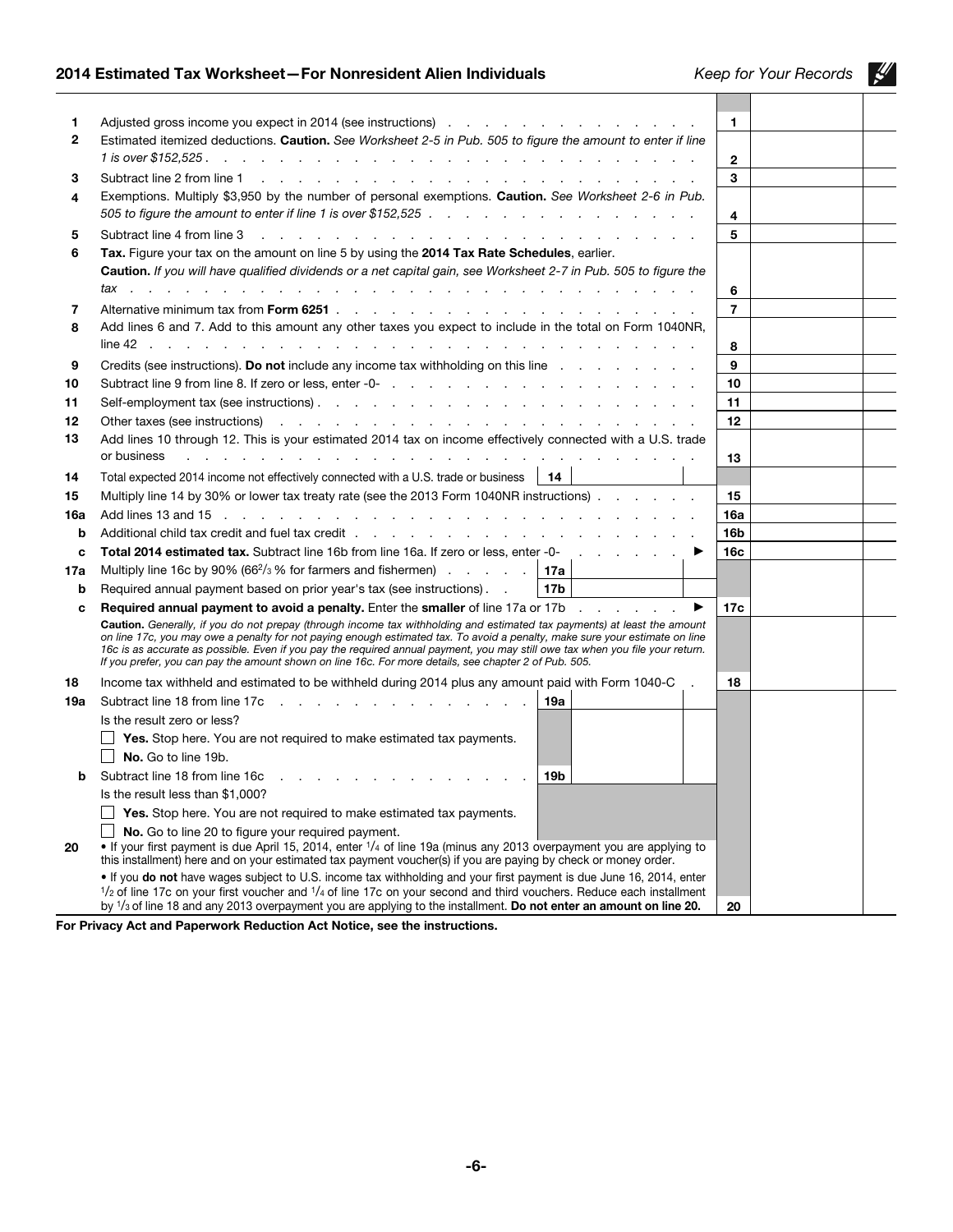## 2014 Estimated Tax Worksheet—For Nonresident Alien Individuals

*Keep for Your Records*

| | | | | |
|---|---|---|---|---|
| **1** | Adjusted gross income you expect in 2014 (see instructions) | | **1** | |
| **2** | Estimated itemized deductions. **Caution.** *See Worksheet 2-5 in Pub. 505 to figure the amount to enter if line 1 is over $152,525* | | **2** | |
| **3** | Subtract line 2 from line 1 | | **3** | |
| **4** | Exemptions. Multiply $3,950 by the number of personal exemptions. **Caution.** *See Worksheet 2-6 in Pub. 505 to figure the amount to enter if line 1 is over $152,525* | | **4** | |
| **5** | Subtract line 4 from line 3 | | **5** | |
| **6** | **Tax.** Figure your tax on the amount on line 5 by using the **2014 Tax Rate Schedules**, earlier. **Caution.** *If you will have qualified dividends or a net capital gain, see Worksheet 2-7 in Pub. 505 to figure the tax* | | **6** | |
| **7** | Alternative minimum tax from **Form 6251** | | **7** | |
| **8** | Add lines 6 and 7. Add to this amount any other taxes you expect to include in the total on Form 1040NR, line 42 | | **8** | |
| **9** | Credits (see instructions). **Do not** include any income tax withholding on this line | | **9** | |
| **10** | Subtract line 9 from line 8. If zero or less, enter -0- | | **10** | |
| **11** | Self-employment tax (see instructions) | | **11** | |
| **12** | Other taxes (see instructions) | | **12** | |
| **13** | Add lines 10 through 12. This is your estimated 2014 tax on income effectively connected with a U.S. trade or business | | **13** | |
| **14** | Total expected 2014 income not effectively connected with a U.S. trade or business | **14** | | |
| **15** | Multiply line 14 by 30% or lower tax treaty rate (see the 2013 Form 1040NR instructions) | | **15** | |
| **16a** | Add lines 13 and 15 | | **16a** | |
| **b** | Additional child tax credit and fuel tax credit | | **16b** | |
| **c** | **Total 2014 estimated tax.** Subtract line 16b from line 16a. If zero or less, enter -0- ▶ | | **16c** | |
| **17a** | Multiply line 16c by 90% (66⅔% for farmers and fishermen) | **17a** | | |
| **b** | Required annual payment based on prior year's tax (see instructions) | **17b** | | |
| **c** | **Required annual payment to avoid a penalty.** Enter the **smaller** of line 17a or 17b ▶ | | **17c** | |
| | **Caution.** *Generally, if you do not prepay (through income tax withholding and estimated tax payments) at least the amount on line 17c, you may owe a penalty for not paying enough estimated tax. To avoid a penalty, make sure your estimate on line 16c is as accurate as possible. Even if you pay the required annual payment, you may still owe tax when you file your return. If you prefer, you can pay the amount shown on line 16c. For more details, see chapter 2 of Pub. 505.* | | | |
| **18** | Income tax withheld and estimated to be withheld during 2014 plus any amount paid with Form 1040-C | | **18** | |
| **19a** | Subtract line 18 from line 17c<br>Is the result zero or less?<br>☐ **Yes.** Stop here. You are not required to make estimated tax payments.<br>☐ **No.** Go to line 19b. | **19a** | | |
| **b** | Subtract line 18 from line 16c<br>Is the result less than $1,000?<br>☐ **Yes.** Stop here. You are not required to make estimated tax payments.<br>☐ **No.** Go to line 20 to figure your required payment. | **19b** | | |
| **20** | • If your first payment is due April 15, 2014, enter ¼ of line 19a (minus any 2013 overpayment you are applying to this installment) here and on your estimated tax payment voucher(s) if you are paying by check or money order.<br>• If you **do not** have wages subject to U.S. income tax withholding and your first payment is due June 16, 2014, enter ½ of line 17c on your first voucher and ¼ of line 17c on your second and third vouchers. Reduce each installment by ⅓ of line 18 and any 2013 overpayment you are applying to the installment. **Do not enter an amount on line 20.** | | **20** | |

**For Privacy Act and Paperwork Reduction Act Notice, see the instructions.**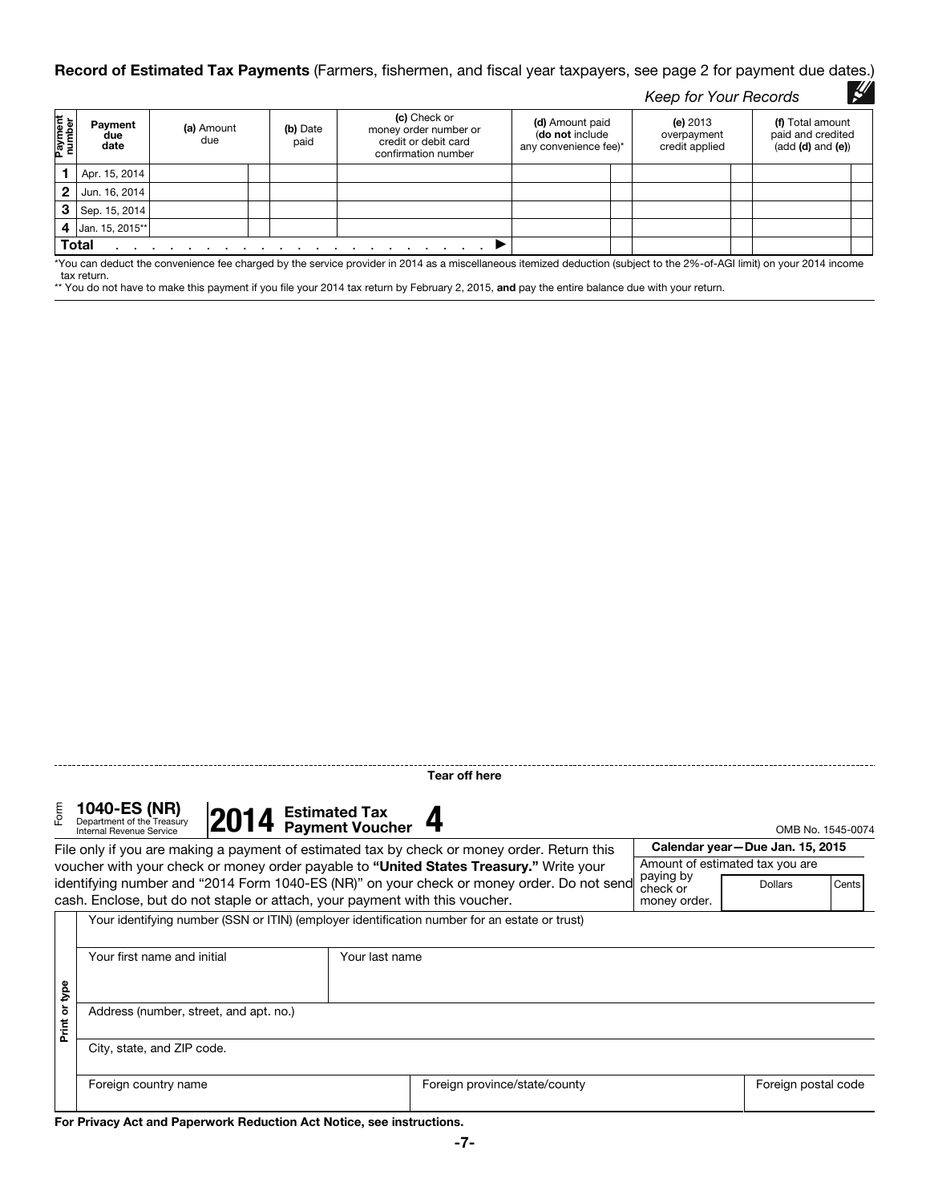**Record of Estimated Tax Payments** (Farmers, fishermen, and fiscal year taxpayers, see page 2 for payment due dates.)

*Keep for Your Records*

| Payment number | Payment due date | (a) Amount due | (b) Date paid | (c) Check or money order number or credit or debit card confirmation number | (d) Amount paid (**do not** include any convenience fee)* | (e) 2013 overpayment credit applied | (f) Total amount paid and credited (add (d) and (e)) |
|---|---|---|---|---|---|---|---|
| 1 | Apr. 15, 2014 | | | | | | |
| 2 | Jun. 16, 2014 | | | | | | |
| 3 | Sep. 15, 2014 | | | | | | |
| 4 | Jan. 15, 2015** | | | | | | |
| **Total** . . . . . . . . . . . . . . . . . . . . . ▶ | | | | | | | |

*You can deduct the convenience fee charged by the service provider in 2014 as a miscellaneous itemized deduction (subject to the 2%-of-AGI limit) on your 2014 income tax return.

** You do not have to make this payment if you file your 2014 tax return by February 2, 2015, **and** pay the entire balance due with your return.

Tear off here

Form **1040-ES (NR)** Department of the Treasury Internal Revenue Service **2014 Estimated Tax Payment Voucher 4** OMB No. 1545-0074

File only if you are making a payment of estimated tax by check or money order. Return this voucher with your check or money order payable to **"United States Treasury."** Write your identifying number and "2014 Form 1040-ES (NR)" on your check or money order. Do not send cash. Enclose, but do not staple or attach, your payment with this voucher.

**Calendar year—Due Jan. 15, 2015**

Amount of estimated tax you are paying by check or money order. | Dollars | Cents |

Print or type

Your identifying number (SSN or ITIN) (employer identification number for an estate or trust)

Your first name and initial | Your last name

Address (number, street, and apt. no.)

City, state, and ZIP code.

Foreign country name | Foreign province/state/county | Foreign postal code

**For Privacy Act and Paperwork Reduction Act Notice, see instructions.**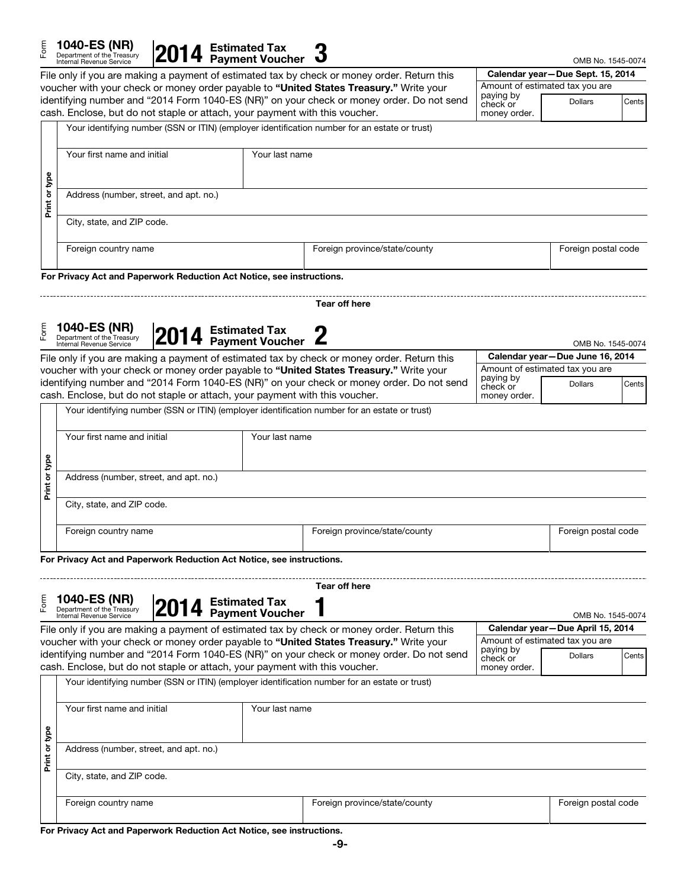Form **1040-ES (NR)**
Department of the Treasury
Internal Revenue Service

# 2014 Estimated Tax Payment Voucher 3

OMB No. 1545-0074

File only if you are making a payment of estimated tax by check or money order. Return this voucher with your check or money order payable to **"United States Treasury."** Write your identifying number and "2014 Form 1040-ES (NR)" on your check or money order. Do not send cash. Enclose, but do not staple or attach, your payment with this voucher.

| **Calendar year—Due Sept. 15, 2014** | | |
|---|---|---|
| Amount of estimated tax you are paying by check or money order. | Dollars | Cents |

**Print or type**

| | | |
|---|---|---|
| Your identifying number (SSN or ITIN) (employer identification number for an estate or trust) | | |
| Your first name and initial | Your last name | |
| Address (number, street, and apt. no.) | | |
| City, state, and ZIP code. | | |
| Foreign country name | Foreign province/state/county | Foreign postal code |

**For Privacy Act and Paperwork Reduction Act Notice, see instructions.**

Tear off here

---

Form **1040-ES (NR)**
Department of the Treasury
Internal Revenue Service

# 2014 Estimated Tax Payment Voucher 2

OMB No. 1545-0074

File only if you are making a payment of estimated tax by check or money order. Return this voucher with your check or money order payable to **"United States Treasury."** Write your identifying number and "2014 Form 1040-ES (NR)" on your check or money order. Do not send cash. Enclose, but do not staple or attach, your payment with this voucher.

| **Calendar year—Due June 16, 2014** | | |
|---|---|---|
| Amount of estimated tax you are paying by check or money order. | Dollars | Cents |

**Print or type**

| | | |
|---|---|---|
| Your identifying number (SSN or ITIN) (employer identification number for an estate or trust) | | |
| Your first name and initial | Your last name | |
| Address (number, street, and apt. no.) | | |
| City, state, and ZIP code. | | |
| Foreign country name | Foreign province/state/county | Foreign postal code |

**For Privacy Act and Paperwork Reduction Act Notice, see instructions.**

Tear off here

---

Form **1040-ES (NR)**
Department of the Treasury
Internal Revenue Service

# 2014 Estimated Tax Payment Voucher 1

OMB No. 1545-0074

File only if you are making a payment of estimated tax by check or money order. Return this voucher with your check or money order payable to **"United States Treasury."** Write your identifying number and "2014 Form 1040-ES (NR)" on your check or money order. Do not send cash. Enclose, but do not staple or attach, your payment with this voucher.

| **Calendar year—Due April 15, 2014** | | |
|---|---|---|
| Amount of estimated tax you are paying by check or money order. | Dollars | Cents |

**Print or type**

| | | |
|---|---|---|
| Your identifying number (SSN or ITIN) (employer identification number for an estate or trust) | | |
| Your first name and initial | Your last name | |
| Address (number, street, and apt. no.) | | |
| City, state, and ZIP code. | | |
| Foreign country name | Foreign province/state/county | Foreign postal code |

**For Privacy Act and Paperwork Reduction Act Notice, see instructions.**